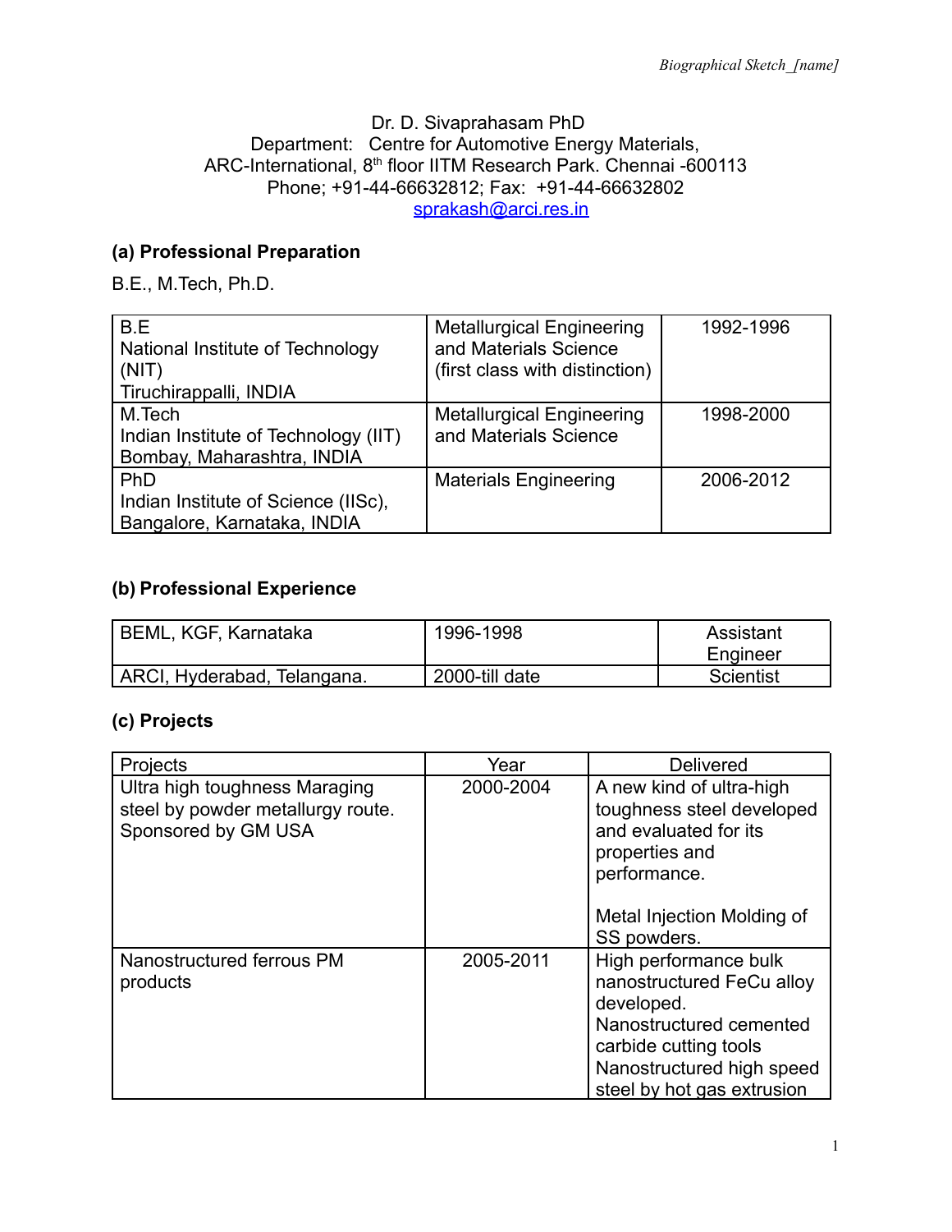Dr. D. Sivaprahasam PhD
Department: Centre for Automotive Energy Materials,
ARC-International, 8th floor IITM Research Park. Chennai -600113
Phone; +91-44-66632812; Fax: +91-44-66632802
sprakash@arci.res.in

## (a) Professional Preparation

B.E., M.Tech, Ph.D.

| | | |
|---|---|---|
| B.E<br>National Institute of Technology (NIT)<br>Tiruchirappalli, INDIA | Metallurgical Engineering and Materials Science (first class with distinction) | 1992-1996 |
| M.Tech<br>Indian Institute of Technology (IIT) Bombay, Maharashtra, INDIA | Metallurgical Engineering and Materials Science | 1998-2000 |
| PhD<br>Indian Institute of Science (IISc), Bangalore, Karnataka, INDIA | Materials Engineering | 2006-2012 |

## (b) Professional Experience

| | | |
|---|---|---|
| BEML, KGF, Karnataka | 1996-1998 | Assistant Engineer |
| ARCI, Hyderabad, Telangana. | 2000-till date | Scientist |

## (c) Projects

| Projects | Year | Delivered |
|---|---|---|
| Ultra high toughness Maraging steel by powder metallurgy route. Sponsored by GM USA | 2000-2004 | A new kind of ultra-high toughness steel developed and evaluated for its properties and performance.<br><br>Metal Injection Molding of SS powders. |
| Nanostructured ferrous PM products | 2005-2011 | High performance bulk nanostructured FeCu alloy developed.<br>Nanostructured cemented carbide cutting tools<br>Nanostructured high speed steel by hot gas extrusion |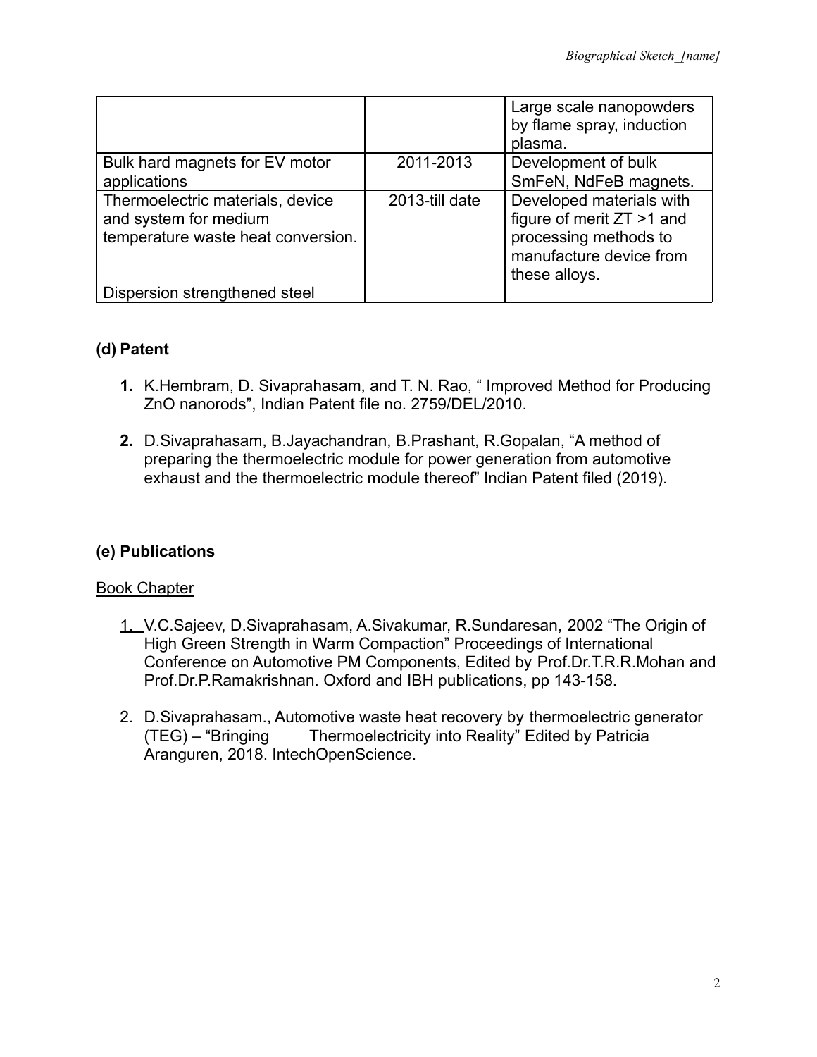| | | |
|---|---|---|
| | | Large scale nanopowders by flame spray, induction plasma. |
| Bulk hard magnets for EV motor applications | 2011-2013 | Development of bulk SmFeN, NdFeB magnets. |
| Thermoelectric materials, device and system for medium temperature waste heat conversion.<br><br>Dispersion strengthened steel | 2013-till date | Developed materials with figure of merit ZT >1 and processing methods to manufacture device from these alloys. |

## (d) Patent

1. K.Hembram, D. Sivaprahasam, and T. N. Rao, " Improved Method for Producing ZnO nanorods", Indian Patent file no. 2759/DEL/2010.

2. D.Sivaprahasam, B.Jayachandran, B.Prashant, R.Gopalan, "A method of preparing the thermoelectric module for power generation from automotive exhaust and the thermoelectric module thereof" Indian Patent filed (2019).

## (e) Publications

Book Chapter

1. V.C.Sajeev, D.Sivaprahasam, A.Sivakumar, R.Sundaresan, 2002 "The Origin of High Green Strength in Warm Compaction" Proceedings of International Conference on Automotive PM Components, Edited by Prof.Dr.T.R.R.Mohan and Prof.Dr.P.Ramakrishnan. Oxford and IBH publications, pp 143-158.

2. D.Sivaprahasam., Automotive waste heat recovery by thermoelectric generator (TEG) – "Bringing Thermoelectricity into Reality" Edited by Patricia Aranguren, 2018. IntechOpenScience.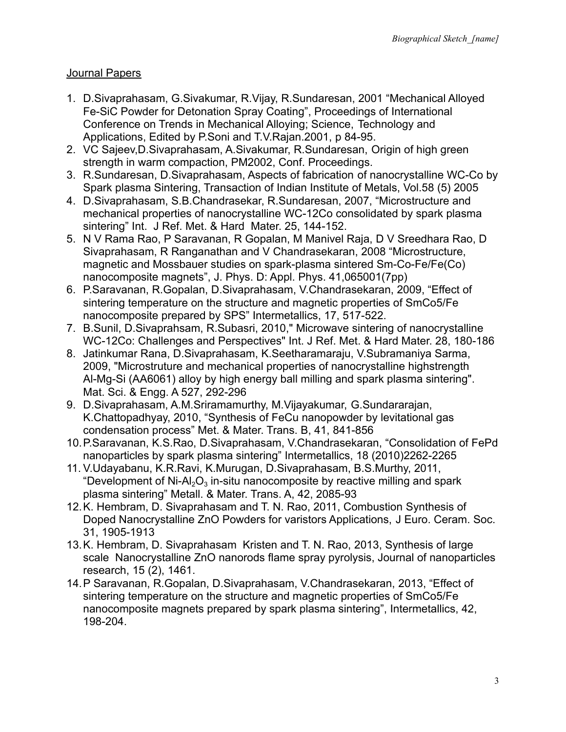## Journal Papers

1. D.Sivaprahasam, G.Sivakumar, R.Vijay, R.Sundaresan, 2001 "Mechanical Alloyed Fe-SiC Powder for Detonation Spray Coating", Proceedings of International Conference on Trends in Mechanical Alloying; Science, Technology and Applications, Edited by P.Soni and T.V.Rajan.2001, p 84-95.
2. VC Sajeev,D.Sivaprahasam, A.Sivakumar, R.Sundaresan, Origin of high green strength in warm compaction, PM2002, Conf. Proceedings.
3. R.Sundaresan, D.Sivaprahasam, Aspects of fabrication of nanocrystalline WC-Co by Spark plasma Sintering, Transaction of Indian Institute of Metals, Vol.58 (5) 2005
4. D.Sivaprahasam, S.B.Chandrasekar, R.Sundaresan, 2007, "Microstructure and mechanical properties of nanocrystalline WC-12Co consolidated by spark plasma sintering" Int. J Ref. Met. & Hard Mater. 25, 144-152.
5. N V Rama Rao, P Saravanan, R Gopalan, M Manivel Raja, D V Sreedhara Rao, D Sivaprahasam, R Ranganathan and V Chandrasekaran, 2008 "Microstructure, magnetic and Mossbauer studies on spark-plasma sintered Sm-Co-Fe/Fe(Co) nanocomposite magnets", J. Phys. D: Appl. Phys. 41,065001(7pp)
6. P.Saravanan, R.Gopalan, D.Sivaprahasam, V.Chandrasekaran, 2009, "Effect of sintering temperature on the structure and magnetic properties of SmCo5/Fe nanocomposite prepared by SPS" Intermetallics, 17, 517-522.
7. B.Sunil, D.Sivaprahsam, R.Subasri, 2010," Microwave sintering of nanocrystalline WC-12Co: Challenges and Perspectives" Int. J Ref. Met. & Hard Mater. 28, 180-186
8. Jatinkumar Rana, D.Sivaprahasam, K.Seetharamaraju, V.Subramaniya Sarma, 2009, "Microstruture and mechanical properties of nanocrystalline highstrength Al-Mg-Si (AA6061) alloy by high energy ball milling and spark plasma sintering". Mat. Sci. & Engg. A 527, 292-296
9. D.Sivaprahasam, A.M.Sriramamurthy, M.Vijayakumar, G.Sundararajan, K.Chattopadhyay, 2010, "Synthesis of FeCu nanopowder by levitational gas condensation process" Met. & Mater. Trans. B, 41, 841-856
10. P.Saravanan, K.S.Rao, D.Sivaprahasam, V.Chandrasekaran, "Consolidation of FePd nanoparticles by spark plasma sintering" Intermetallics, 18 (2010)2262-2265
11. V.Udayabanu, K.R.Ravi, K.Murugan, D.Sivaprahasam, B.S.Murthy, 2011, "Development of Ni-$Al_2O_3$ in-situ nanocomposite by reactive milling and spark plasma sintering" Metall. & Mater. Trans. A, 42, 2085-93
12. K. Hembram, D. Sivaprahasam and T. N. Rao, 2011, Combustion Synthesis of Doped Nanocrystalline ZnO Powders for varistors Applications, J Euro. Ceram. Soc. 31, 1905-1913
13. K. Hembram, D. Sivaprahasam Kristen and T. N. Rao, 2013, Synthesis of large scale Nanocrystalline ZnO nanorods flame spray pyrolysis, Journal of nanoparticles research, 15 (2), 1461.
14. P Saravanan, R.Gopalan, D.Sivaprahasam, V.Chandrasekaran, 2013, "Effect of sintering temperature on the structure and magnetic properties of SmCo5/Fe nanocomposite magnets prepared by spark plasma sintering", Intermetallics, 42, 198-204.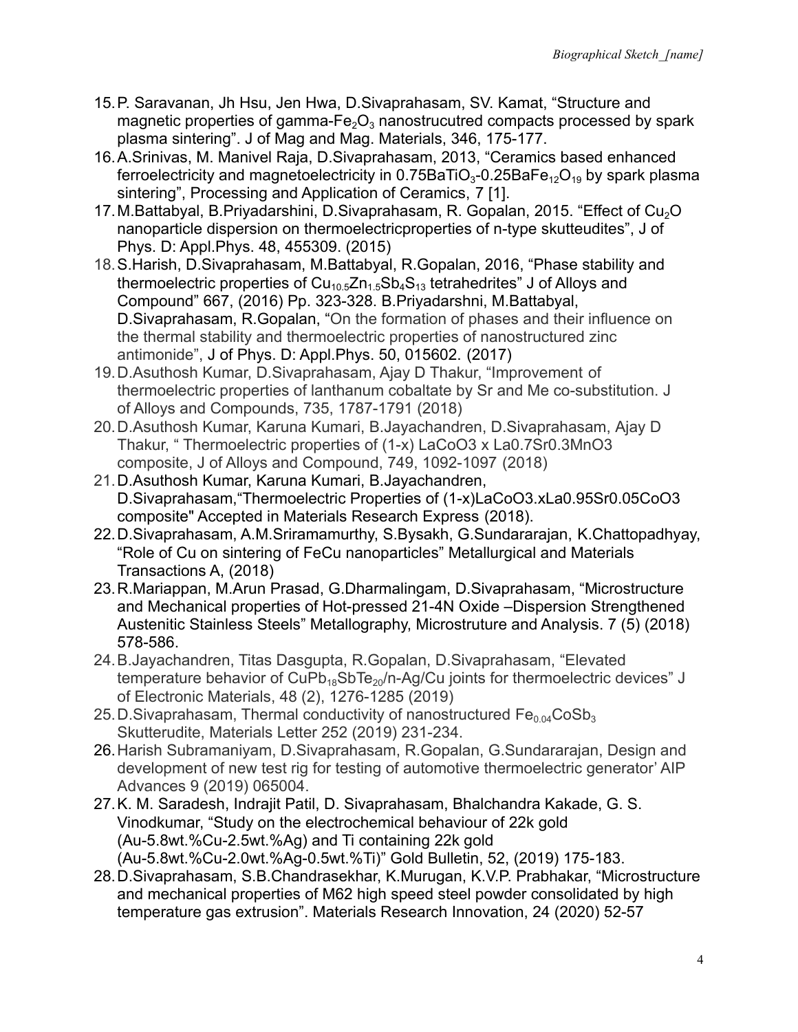15. P. Saravanan, Jh Hsu, Jen Hwa, D.Sivaprahasam, SV. Kamat, “Structure and magnetic properties of gamma-$Fe_2O_3$ nanostrucutred compacts processed by spark plasma sintering”. J of Mag and Mag. Materials, 346, 175-177.
16. A.Srinivas, M. Manivel Raja, D.Sivaprahasam, 2013, “Ceramics based enhanced ferroelectricity and magnetoelectricity in 0.75$BaTiO_3$-0.25$BaFe_{12}O_{19}$ by spark plasma sintering”, Processing and Application of Ceramics, 7 [1].
17. M.Battabyal, B.Priyadarshini, D.Sivaprahasam, R. Gopalan, 2015. “Effect of $Cu_2O$ nanoparticle dispersion on thermoelectricproperties of n-type skutteudites”, J of Phys. D: Appl.Phys. 48, 455309. (2015)
18. S.Harish, D.Sivaprahasam, M.Battabyal, R.Gopalan, 2016, “Phase stability and thermoelectric properties of $Cu_{10.5}Zn_{1.5}Sb_4S_{13}$ tetrahedrites” J of Alloys and Compound” 667, (2016) Pp. 323-328. B.Priyadarshni, M.Battabyal, D.Sivaprahasam, R.Gopalan, “On the formation of phases and their influence on the thermal stability and thermoelectric properties of nanostructured zinc antimonide”, J of Phys. D: Appl.Phys. 50, 015602. (2017)
19. D.Asuthosh Kumar, D.Sivaprahasam, Ajay D Thakur, “Improvement of thermoelectric properties of lanthanum cobaltate by Sr and Me co-substitution. J of Alloys and Compounds, 735, 1787-1791 (2018)
20. D.Asuthosh Kumar, Karuna Kumari, B.Jayachandren, D.Sivaprahasam, Ajay D Thakur, “ Thermoelectric properties of (1-x) LaCoO3 x La0.7Sr0.3MnO3 composite, J of Alloys and Compound, 749, 1092-1097 (2018)
21. D.Asuthosh Kumar, Karuna Kumari, B.Jayachandren, D.Sivaprahasam,“Thermoelectric Properties of (1-x)LaCoO3.xLa0.95Sr0.05CoO3 composite" Accepted in Materials Research Express (2018).
22. D.Sivaprahasam, A.M.Sriramamurthy, S.Bysakh, G.Sundararajan, K.Chattopadhyay, “Role of Cu on sintering of FeCu nanoparticles” Metallurgical and Materials Transactions A, (2018)
23. R.Mariappan, M.Arun Prasad, G.Dharmalingam, D.Sivaprahasam, “Microstructure and Mechanical properties of Hot-pressed 21-4N Oxide –Dispersion Strengthened Austenitic Stainless Steels” Metallography, Microstruture and Analysis. 7 (5) (2018) 578-586.
24. B.Jayachandren, Titas Dasgupta, R.Gopalan, D.Sivaprahasam, “Elevated temperature behavior of $CuPb_{18}SbTe_{20}$/n-Ag/Cu joints for thermoelectric devices” J of Electronic Materials, 48 (2), 1276-1285 (2019)
25. D.Sivaprahasam, Thermal conductivity of nanostructured $Fe_{0.04}CoSb_3$ Skutterudite, Materials Letter 252 (2019) 231-234.
26. Harish Subramaniyam, D.Sivaprahasam, R.Gopalan, G.Sundararajan, Design and development of new test rig for testing of automotive thermoelectric generator’ AIP Advances 9 (2019) 065004.
27. K. M. Saradesh, Indrajit Patil, D. Sivaprahasam, Bhalchandra Kakade, G. S. Vinodkumar, “Study on the electrochemical behaviour of 22k gold (Au-5.8wt.%Cu-2.5wt.%Ag) and Ti containing 22k gold (Au-5.8wt.%Cu-2.0wt.%Ag-0.5wt.%Ti)” Gold Bulletin, 52, (2019) 175-183.
28. D.Sivaprahasam, S.B.Chandrasekhar, K.Murugan, K.V.P. Prabhakar, “Microstructure and mechanical properties of M62 high speed steel powder consolidated by high temperature gas extrusion”. Materials Research Innovation, 24 (2020) 52-57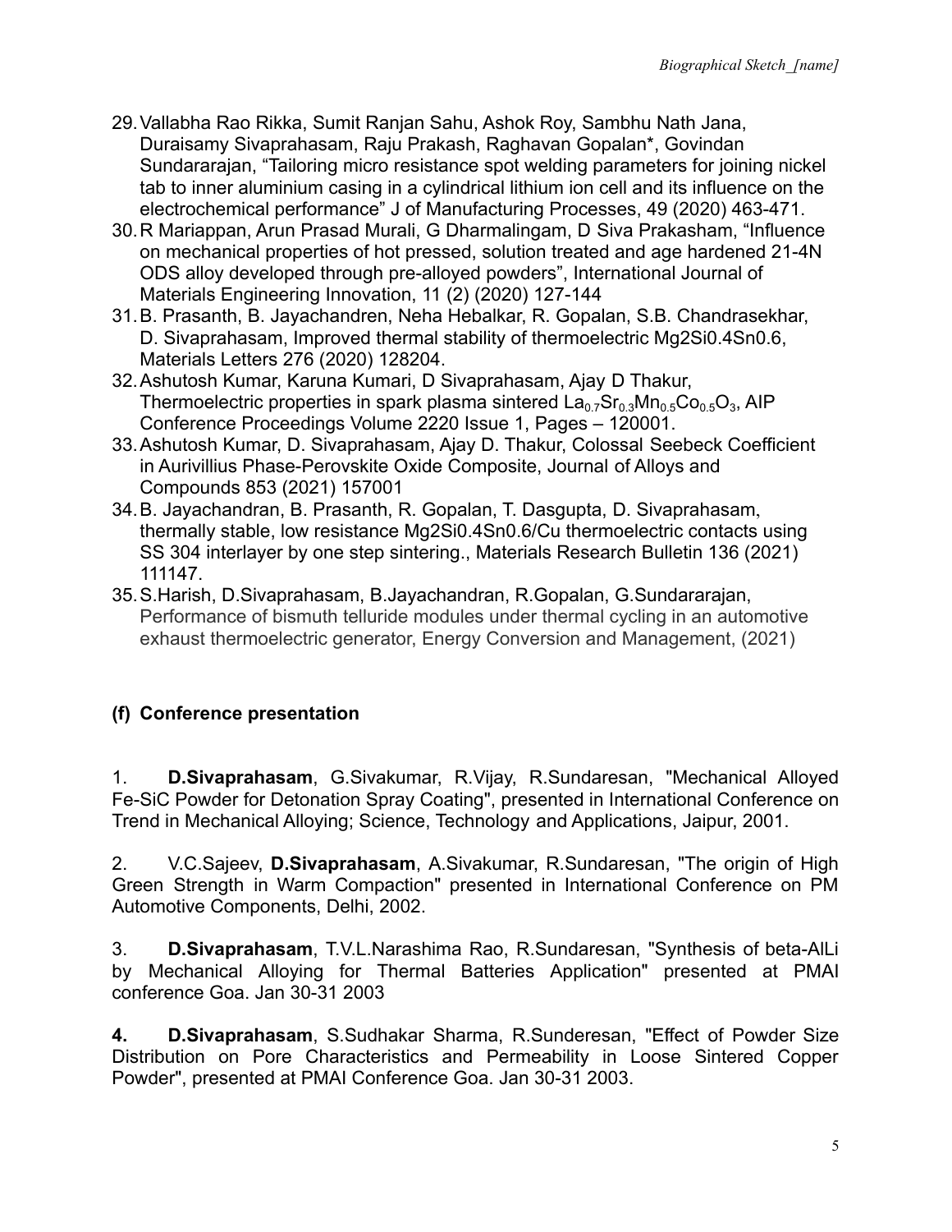29. Vallabha Rao Rikka, Sumit Ranjan Sahu, Ashok Roy, Sambhu Nath Jana, Duraisamy Sivaprahasam, Raju Prakash, Raghavan Gopalan*, Govindan Sundararajan, "Tailoring micro resistance spot welding parameters for joining nickel tab to inner aluminium casing in a cylindrical lithium ion cell and its influence on the electrochemical performance" J of Manufacturing Processes, 49 (2020) 463-471.
30. R Mariappan, Arun Prasad Murali, G Dharmalingam, D Siva Prakasham, "Influence on mechanical properties of hot pressed, solution treated and age hardened 21-4N ODS alloy developed through pre-alloyed powders", International Journal of Materials Engineering Innovation, 11 (2) (2020) 127-144
31. B. Prasanth, B. Jayachandren, Neha Hebalkar, R. Gopalan, S.B. Chandrasekhar, D. Sivaprahasam, Improved thermal stability of thermoelectric Mg2Si0.4Sn0.6, Materials Letters 276 (2020) 128204.
32. Ashutosh Kumar, Karuna Kumari, D Sivaprahasam, Ajay D Thakur, Thermoelectric properties in spark plasma sintered $La_{0.7}Sr_{0.3}Mn_{0.5}Co_{0.5}O_3$, AIP Conference Proceedings Volume 2220 Issue 1, Pages – 120001.
33. Ashutosh Kumar, D. Sivaprahasam, Ajay D. Thakur, Colossal Seebeck Coefficient in Aurivillius Phase-Perovskite Oxide Composite, Journal of Alloys and Compounds 853 (2021) 157001
34. B. Jayachandran, B. Prasanth, R. Gopalan, T. Dasgupta, D. Sivaprahasam, thermally stable, low resistance Mg2Si0.4Sn0.6/Cu thermoelectric contacts using SS 304 interlayer by one step sintering., Materials Research Bulletin 136 (2021) 111147.
35. S.Harish, D.Sivaprahasam, B.Jayachandran, R.Gopalan, G.Sundararajan, Performance of bismuth telluride modules under thermal cycling in an automotive exhaust thermoelectric generator, Energy Conversion and Management, (2021)

## (f) Conference presentation

1. **D.Sivaprahasam**, G.Sivakumar, R.Vijay, R.Sundaresan, "Mechanical Alloyed Fe-SiC Powder for Detonation Spray Coating", presented in International Conference on Trend in Mechanical Alloying; Science, Technology and Applications, Jaipur, 2001.

2. V.C.Sajeev, **D.Sivaprahasam**, A.Sivakumar, R.Sundaresan, "The origin of High Green Strength in Warm Compaction" presented in International Conference on PM Automotive Components, Delhi, 2002.

3. **D.Sivaprahasam**, T.V.L.Narashima Rao, R.Sundaresan, "Synthesis of beta-AlLi by Mechanical Alloying for Thermal Batteries Application" presented at PMAI conference Goa. Jan 30-31 2003

**4.** **D.Sivaprahasam**, S.Sudhakar Sharma, R.Sunderesan, "Effect of Powder Size Distribution on Pore Characteristics and Permeability in Loose Sintered Copper Powder", presented at PMAI Conference Goa. Jan 30-31 2003.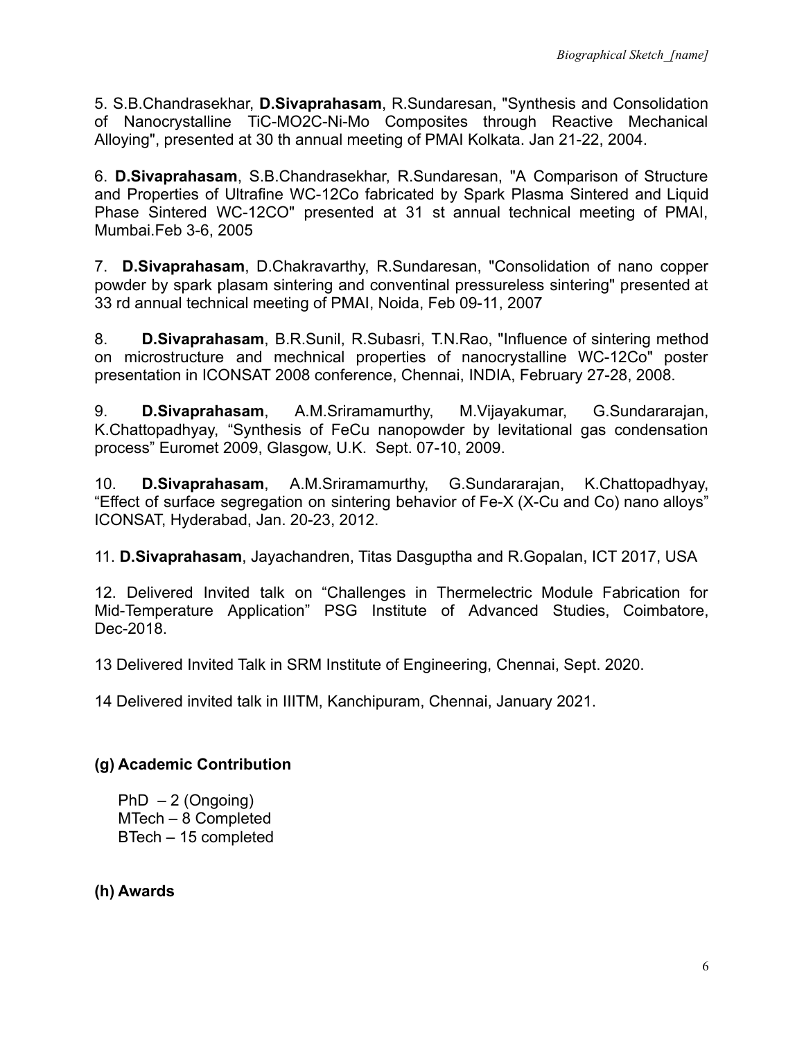5. S.B.Chandrasekhar, **D.Sivaprahasam**, R.Sundaresan, "Synthesis and Consolidation of Nanocrystalline TiC-MO2C-Ni-Mo Composites through Reactive Mechanical Alloying", presented at 30 th annual meeting of PMAI Kolkata. Jan 21-22, 2004.

6. **D.Sivaprahasam**, S.B.Chandrasekhar, R.Sundaresan, "A Comparison of Structure and Properties of Ultrafine WC-12Co fabricated by Spark Plasma Sintered and Liquid Phase Sintered WC-12CO" presented at 31 st annual technical meeting of PMAI, Mumbai.Feb 3-6, 2005

7. **D.Sivaprahasam**, D.Chakravarthy, R.Sundaresan, "Consolidation of nano copper powder by spark plasam sintering and conventinal pressureless sintering" presented at 33 rd annual technical meeting of PMAI, Noida, Feb 09-11, 2007

8. **D.Sivaprahasam**, B.R.Sunil, R.Subasri, T.N.Rao, "Influence of sintering method on microstructure and mechnical properties of nanocrystalline WC-12Co" poster presentation in ICONSAT 2008 conference, Chennai, INDIA, February 27-28, 2008.

9. **D.Sivaprahasam**, A.M.Sriramamurthy, M.Vijayakumar, G.Sundararajan, K.Chattopadhyay, "Synthesis of FeCu nanopowder by levitational gas condensation process" Euromet 2009, Glasgow, U.K. Sept. 07-10, 2009.

10. **D.Sivaprahasam**, A.M.Sriramamurthy, G.Sundararajan, K.Chattopadhyay, "Effect of surface segregation on sintering behavior of Fe-X (X-Cu and Co) nano alloys" ICONSAT, Hyderabad, Jan. 20-23, 2012.

11. **D.Sivaprahasam**, Jayachandren, Titas Dasguptha and R.Gopalan, ICT 2017, USA

12. Delivered Invited talk on "Challenges in Thermelectric Module Fabrication for Mid-Temperature Application" PSG Institute of Advanced Studies, Coimbatore, Dec-2018.

13 Delivered Invited Talk in SRM Institute of Engineering, Chennai, Sept. 2020.

14 Delivered invited talk in IIITM, Kanchipuram, Chennai, January 2021.

### (g) Academic Contribution

PhD – 2 (Ongoing)
MTech – 8 Completed
BTech – 15 completed

### (h) Awards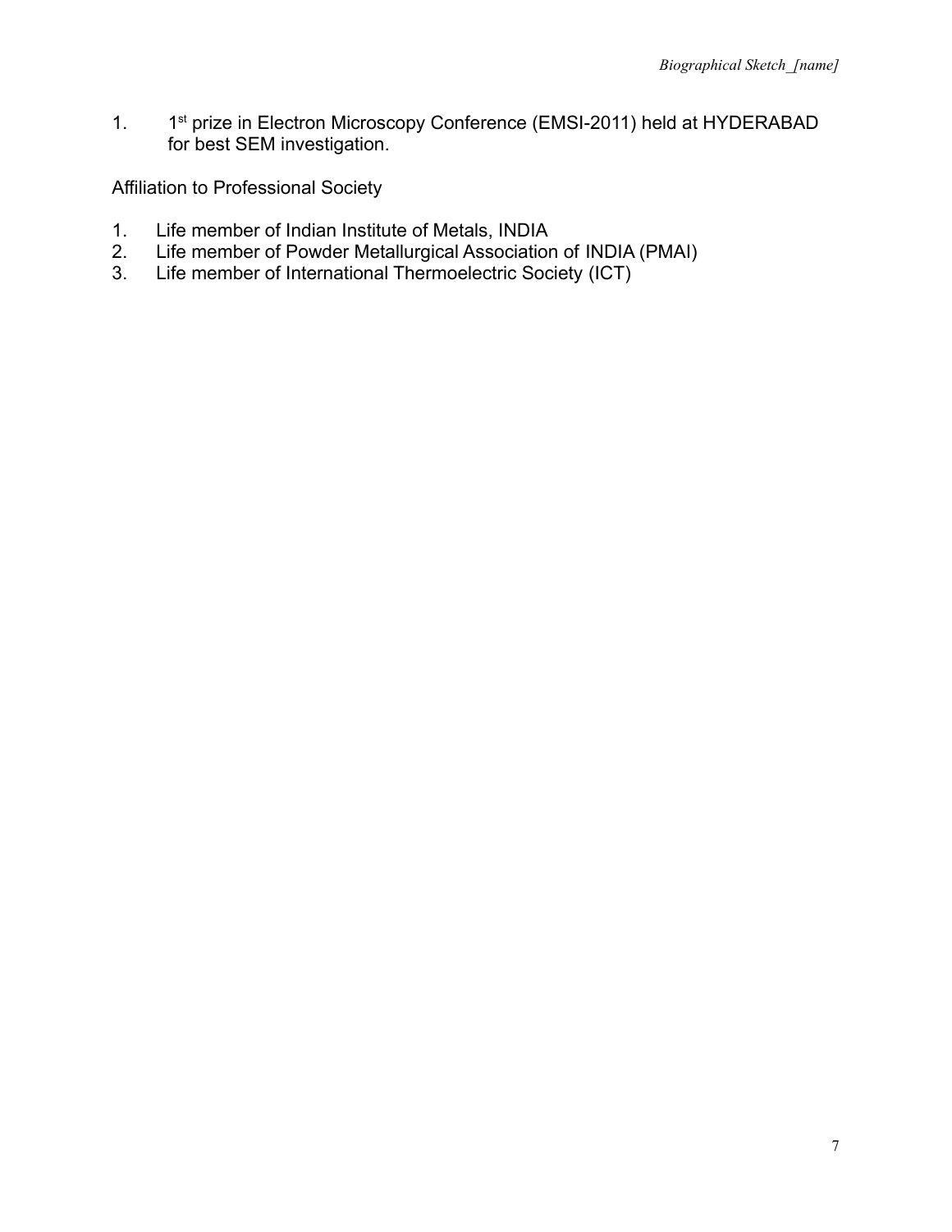1. 1st prize in Electron Microscopy Conference (EMSI-2011) held at HYDERABAD for best SEM investigation.

Affiliation to Professional Society

1. Life member of Indian Institute of Metals, INDIA
2. Life member of Powder Metallurgical Association of INDIA (PMAI)
3. Life member of International Thermoelectric Society (ICT)